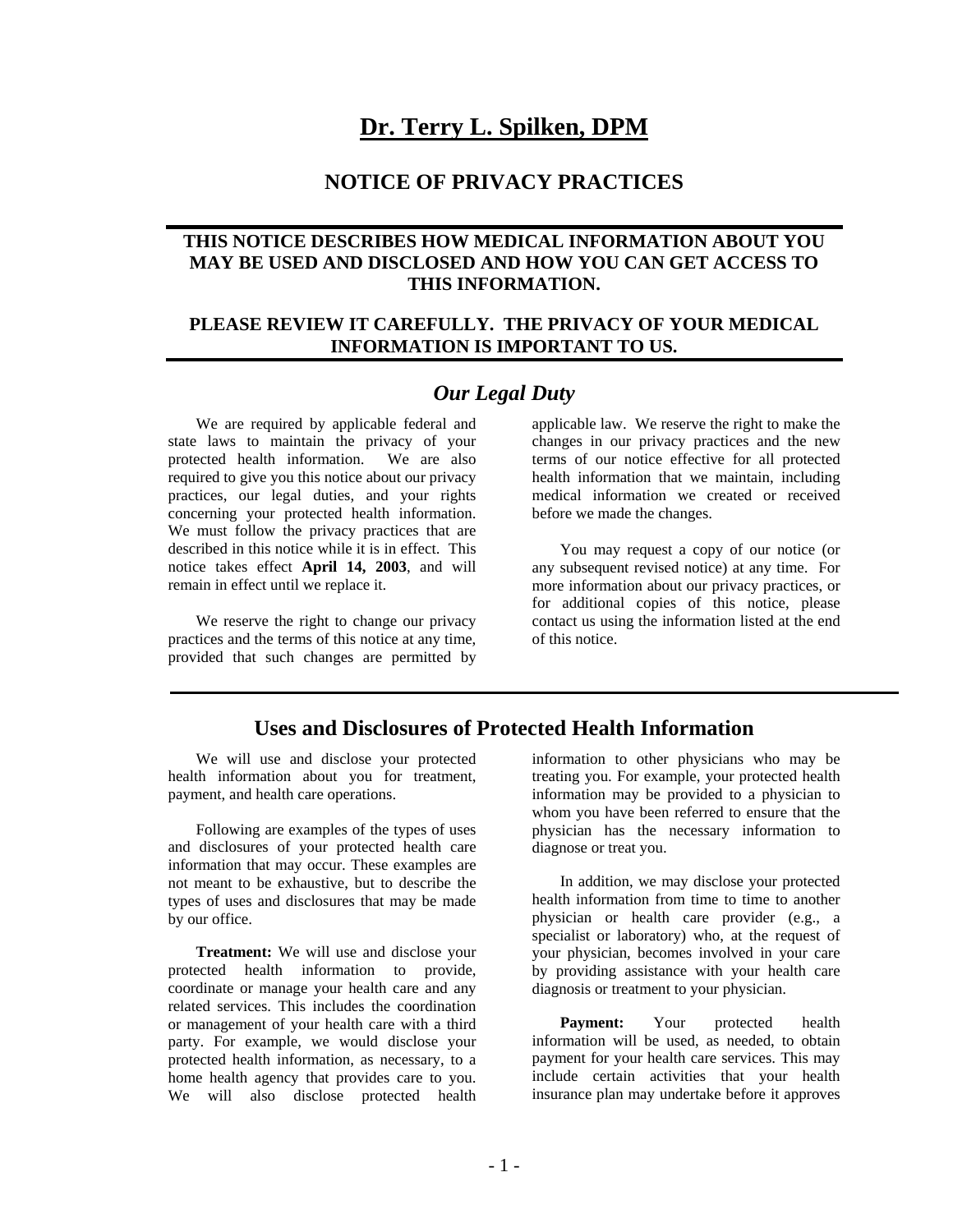# Dr. Terry L. Spilken, DPM

## NOTICE OF PRIVACY PRACTICES

**THIS NOTICE DESCRIBES HOW MEDICAL INFORMATION ABOUT YOU MAY BE USED AND DISCLOSED AND HOW YOU CAN GET ACCESS TO THIS INFORMATION.**

**PLEASE REVIEW IT CAREFULLY. THE PRIVACY OF YOUR MEDICAL INFORMATION IS IMPORTANT TO US.**

### *Our Legal Duty*

We are required by applicable federal and state laws to maintain the privacy of your protected health information. We are also required to give you this notice about our privacy practices, our legal duties, and your rights concerning your protected health information. We must follow the privacy practices that are described in this notice while it is in effect. This notice takes effect **April 14, 2003**, and will remain in effect until we replace it.

We reserve the right to change our privacy practices and the terms of this notice at any time, provided that such changes are permitted by applicable law. We reserve the right to make the changes in our privacy practices and the new terms of our notice effective for all protected health information that we maintain, including medical information we created or received before we made the changes.

You may request a copy of our notice (or any subsequent revised notice) at any time. For more information about our privacy practices, or for additional copies of this notice, please contact us using the information listed at the end of this notice.

## Uses and Disclosures of Protected Health Information

We will use and disclose your protected health information about you for treatment, payment, and health care operations.

Following are examples of the types of uses and disclosures of your protected health care information that may occur. These examples are not meant to be exhaustive, but to describe the types of uses and disclosures that may be made by our office.

**Treatment:** We will use and disclose your protected health information to provide, coordinate or manage your health care and any related services. This includes the coordination or management of your health care with a third party. For example, we would disclose your protected health information, as necessary, to a home health agency that provides care to you. We will also disclose protected health information to other physicians who may be treating you. For example, your protected health information may be provided to a physician to whom you have been referred to ensure that the physician has the necessary information to diagnose or treat you.

In addition, we may disclose your protected health information from time to time to another physician or health care provider (e.g., a specialist or laboratory) who, at the request of your physician, becomes involved in your care by providing assistance with your health care diagnosis or treatment to your physician.

**Payment:** Your protected health information will be used, as needed, to obtain payment for your health care services. This may include certain activities that your health insurance plan may undertake before it approves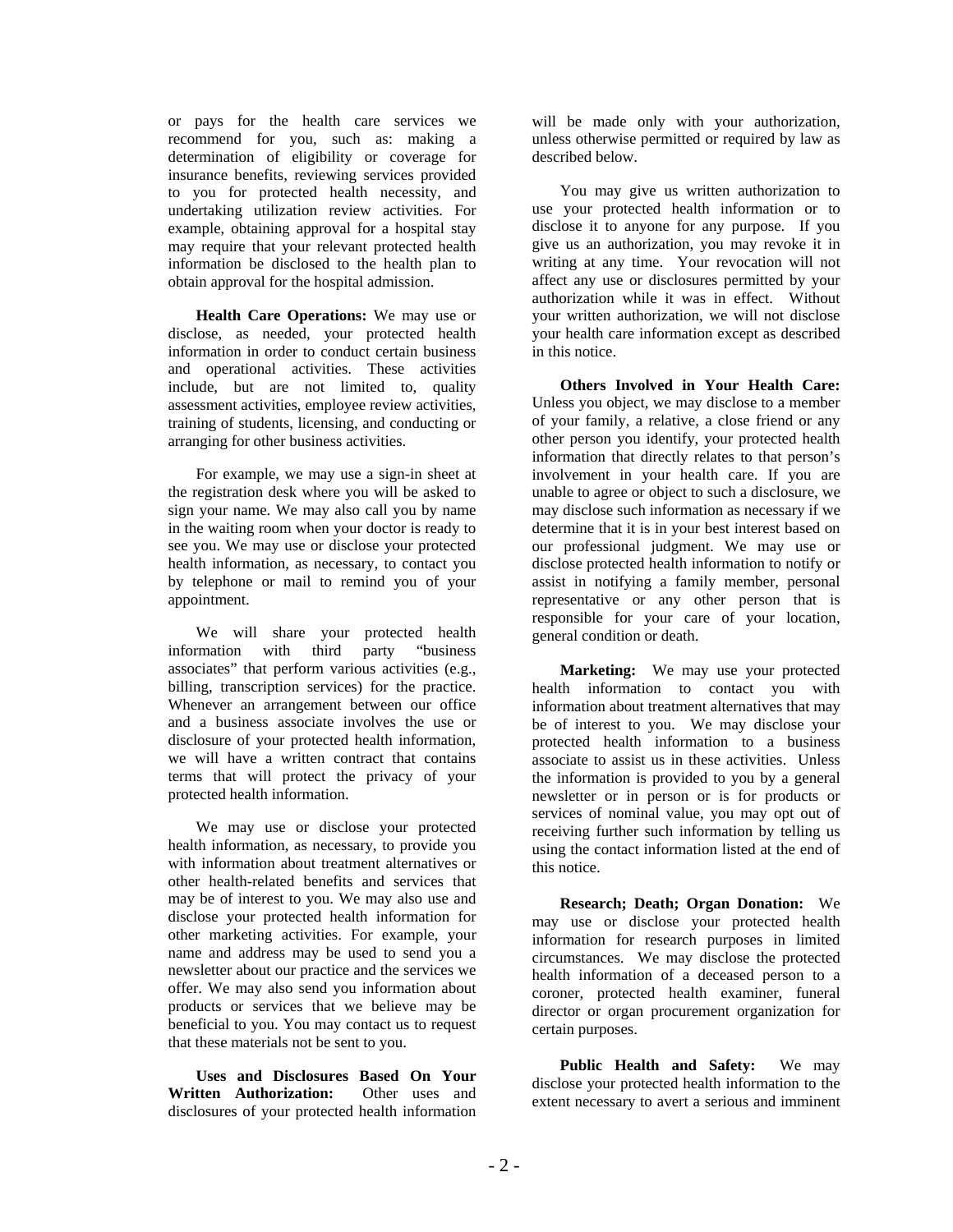or pays for the health care services we recommend for you, such as: making a determination of eligibility or coverage for insurance benefits, reviewing services provided to you for protected health necessity, and undertaking utilization review activities. For example, obtaining approval for a hospital stay may require that your relevant protected health information be disclosed to the health plan to obtain approval for the hospital admission.

**Health Care Operations:** We may use or disclose, as needed, your protected health information in order to conduct certain business and operational activities. These activities include, but are not limited to, quality assessment activities, employee review activities, training of students, licensing, and conducting or arranging for other business activities.

For example, we may use a sign-in sheet at the registration desk where you will be asked to sign your name. We may also call you by name in the waiting room when your doctor is ready to see you. We may use or disclose your protected health information, as necessary, to contact you by telephone or mail to remind you of your appointment.

We will share your protected health information with third party "business associates" that perform various activities (e.g., billing, transcription services) for the practice. Whenever an arrangement between our office and a business associate involves the use or disclosure of your protected health information, we will have a written contract that contains terms that will protect the privacy of your protected health information.

We may use or disclose your protected health information, as necessary, to provide you with information about treatment alternatives or other health-related benefits and services that may be of interest to you. We may also use and disclose your protected health information for other marketing activities. For example, your name and address may be used to send you a newsletter about our practice and the services we offer. We may also send you information about products or services that we believe may be beneficial to you. You may contact us to request that these materials not be sent to you.

**Uses and Disclosures Based On Your Written Authorization:** Other uses and disclosures of your protected health information will be made only with your authorization, unless otherwise permitted or required by law as described below.

You may give us written authorization to use your protected health information or to disclose it to anyone for any purpose. If you give us an authorization, you may revoke it in writing at any time. Your revocation will not affect any use or disclosures permitted by your authorization while it was in effect. Without your written authorization, we will not disclose your health care information except as described in this notice.

**Others Involved in Your Health Care:** Unless you object, we may disclose to a member of your family, a relative, a close friend or any other person you identify, your protected health information that directly relates to that person's involvement in your health care. If you are unable to agree or object to such a disclosure, we may disclose such information as necessary if we determine that it is in your best interest based on our professional judgment. We may use or disclose protected health information to notify or assist in notifying a family member, personal representative or any other person that is responsible for your care of your location, general condition or death.

**Marketing:** We may use your protected health information to contact you with information about treatment alternatives that may be of interest to you. We may disclose your protected health information to a business associate to assist us in these activities. Unless the information is provided to you by a general newsletter or in person or is for products or services of nominal value, you may opt out of receiving further such information by telling us using the contact information listed at the end of this notice.

**Research; Death; Organ Donation:** We may use or disclose your protected health information for research purposes in limited circumstances. We may disclose the protected health information of a deceased person to a coroner, protected health examiner, funeral director or organ procurement organization for certain purposes.

**Public Health and Safety:** We may disclose your protected health information to the extent necessary to avert a serious and imminent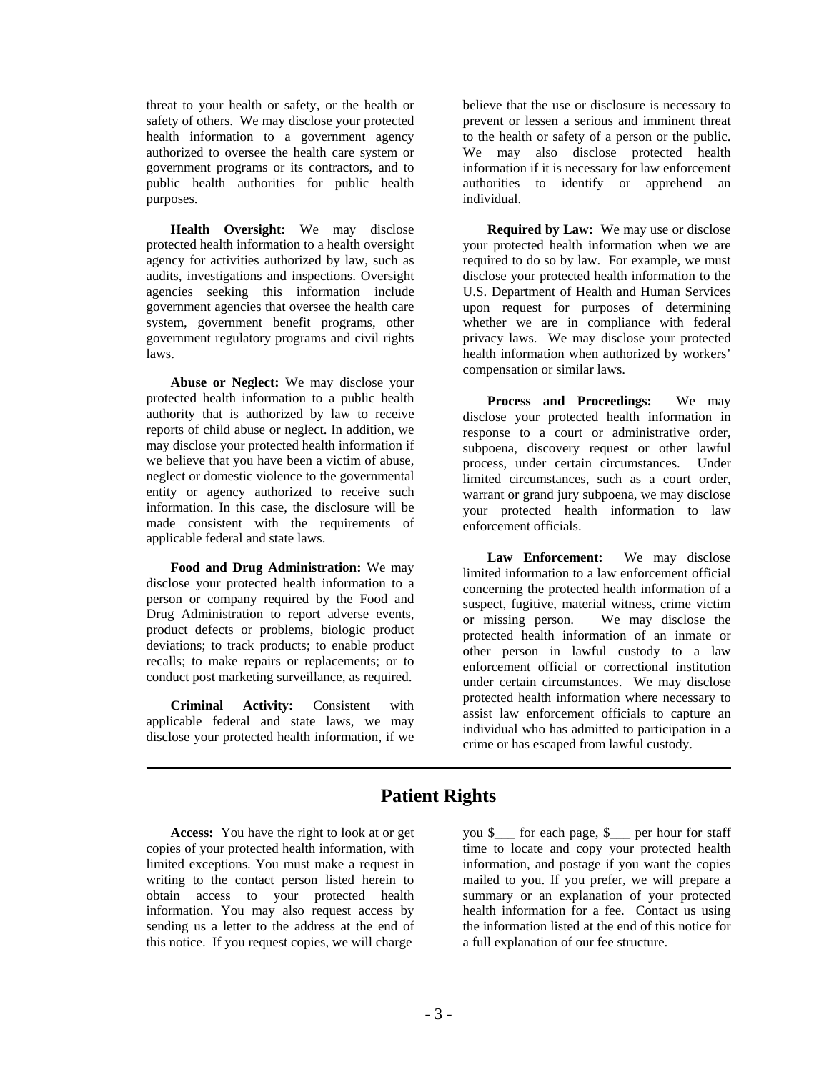threat to your health or safety, or the health or safety of others. We may disclose your protected health information to a government agency authorized to oversee the health care system or government programs or its contractors, and to public health authorities for public health purposes.

**Health Oversight:** We may disclose protected health information to a health oversight agency for activities authorized by law, such as audits, investigations and inspections. Oversight agencies seeking this information include government agencies that oversee the health care system, government benefit programs, other government regulatory programs and civil rights laws.

**Abuse or Neglect:** We may disclose your protected health information to a public health authority that is authorized by law to receive reports of child abuse or neglect. In addition, we may disclose your protected health information if we believe that you have been a victim of abuse, neglect or domestic violence to the governmental entity or agency authorized to receive such information. In this case, the disclosure will be made consistent with the requirements of applicable federal and state laws.

**Food and Drug Administration:** We may disclose your protected health information to a person or company required by the Food and Drug Administration to report adverse events, product defects or problems, biologic product deviations; to track products; to enable product recalls; to make repairs or replacements; or to conduct post marketing surveillance, as required.

**Criminal Activity:** Consistent with applicable federal and state laws, we may disclose your protected health information, if we believe that the use or disclosure is necessary to prevent or lessen a serious and imminent threat to the health or safety of a person or the public. We may also disclose protected health information if it is necessary for law enforcement authorities to identify or apprehend an individual.

**Required by Law:** We may use or disclose your protected health information when we are required to do so by law. For example, we must disclose your protected health information to the U.S. Department of Health and Human Services upon request for purposes of determining whether we are in compliance with federal privacy laws. We may disclose your protected health information when authorized by workers' compensation or similar laws.

**Process and Proceedings:** We may disclose your protected health information in response to a court or administrative order, subpoena, discovery request or other lawful process, under certain circumstances. Under limited circumstances, such as a court order, warrant or grand jury subpoena, we may disclose your protected health information to law enforcement officials.

**Law Enforcement:** We may disclose limited information to a law enforcement official concerning the protected health information of a suspect, fugitive, material witness, crime victim or missing person. We may disclose the protected health information of an inmate or other person in lawful custody to a law enforcement official or correctional institution under certain circumstances. We may disclose protected health information where necessary to assist law enforcement officials to capture an individual who has admitted to participation in a crime or has escaped from lawful custody.

## Patient Rights

**Access:** You have the right to look at or get copies of your protected health information, with limited exceptions. You must make a request in writing to the contact person listed herein to obtain access to your protected health information. You may also request access by sending us a letter to the address at the end of this notice. If you request copies, we will charge you $___ for each page, $___ per hour for staff time to locate and copy your protected health information, and postage if you want the copies mailed to you. If you prefer, we will prepare a summary or an explanation of your protected health information for a fee. Contact us using the information listed at the end of this notice for a full explanation of our fee structure.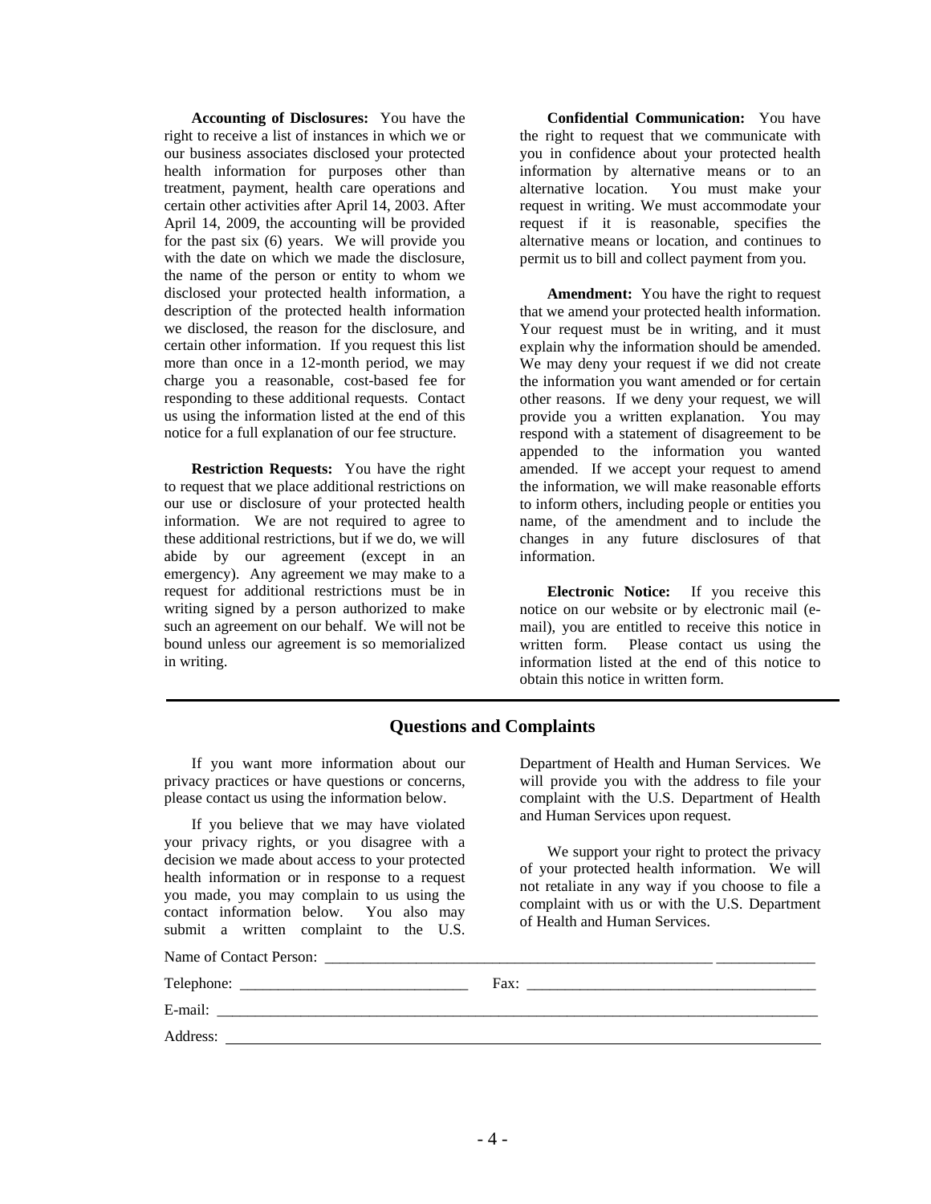**Accounting of Disclosures:** You have the right to receive a list of instances in which we or our business associates disclosed your protected health information for purposes other than treatment, payment, health care operations and certain other activities after April 14, 2003. After April 14, 2009, the accounting will be provided for the past six (6) years. We will provide you with the date on which we made the disclosure, the name of the person or entity to whom we disclosed your protected health information, a description of the protected health information we disclosed, the reason for the disclosure, and certain other information. If you request this list more than once in a 12-month period, we may charge you a reasonable, cost-based fee for responding to these additional requests. Contact us using the information listed at the end of this notice for a full explanation of our fee structure.

**Restriction Requests:** You have the right to request that we place additional restrictions on our use or disclosure of your protected health information. We are not required to agree to these additional restrictions, but if we do, we will abide by our agreement (except in an emergency). Any agreement we may make to a request for additional restrictions must be in writing signed by a person authorized to make such an agreement on our behalf. We will not be bound unless our agreement is so memorialized in writing.

**Confidential Communication:** You have the right to request that we communicate with you in confidence about your protected health information by alternative means or to an alternative location. You must make your request in writing. We must accommodate your request if it is reasonable, specifies the alternative means or location, and continues to permit us to bill and collect payment from you.

**Amendment:** You have the right to request that we amend your protected health information. Your request must be in writing, and it must explain why the information should be amended. We may deny your request if we did not create the information you want amended or for certain other reasons. If we deny your request, we will provide you a written explanation. You may respond with a statement of disagreement to be appended to the information you wanted amended. If we accept your request to amend the information, we will make reasonable efforts to inform others, including people or entities you name, of the amendment and to include the changes in any future disclosures of that information.

**Electronic Notice:** If you receive this notice on our website or by electronic mail (e-mail), you are entitled to receive this notice in written form. Please contact us using the information listed at the end of this notice to obtain this notice in written form.

## Questions and Complaints

If you want more information about our privacy practices or have questions or concerns, please contact us using the information below.

If you believe that we may have violated your privacy rights, or you disagree with a decision we made about access to your protected health information or in response to a request you made, you may complain to us using the contact information below. You also may submit a written complaint to the U.S. Department of Health and Human Services. We will provide you with the address to file your complaint with the U.S. Department of Health and Human Services upon request.

We support your right to protect the privacy of your protected health information. We will not retaliate in any way if you choose to file a complaint with us or with the U.S. Department of Health and Human Services.

Name of Contact Person: ______________________________________________________ _____________

Telephone: ______________________________ Fax: ______________________________________

E-mail: _________________________________________________________________________________

Address: _________________________________________________________________________________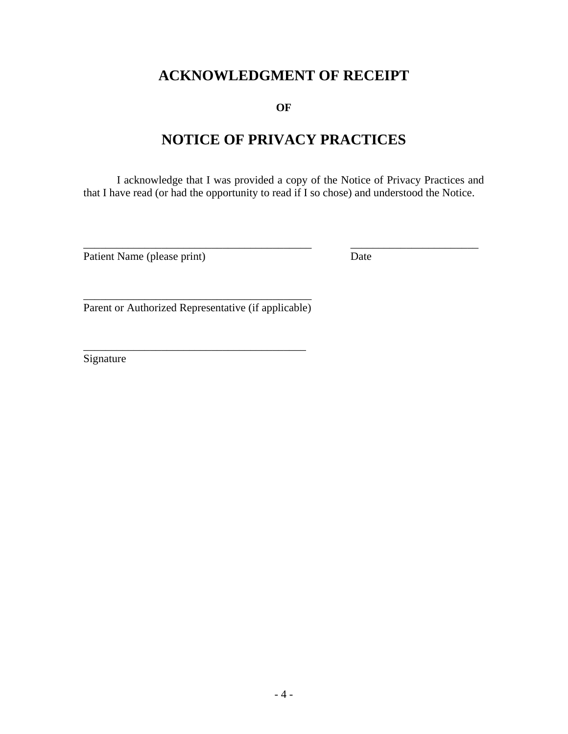# ACKNOWLEDGMENT OF RECEIPT

**OF**

# NOTICE OF PRIVACY PRACTICES

I acknowledge that I was provided a copy of the Notice of Privacy Practices and that I have read (or had the opportunity to read if I so chose) and understood the Notice.

\_\_\_\_\_\_\_\_\_\_\_\_\_\_\_\_\_\_\_\_\_\_\_\_\_\_\_\_\_\_\_\_\_\_\_\_\_\_\_\_\_\_ \_\_\_\_\_\_\_\_\_\_\_\_\_\_\_\_\_\_\_\_\_\_\_\_
Patient Name (please print) Date

\_\_\_\_\_\_\_\_\_\_\_\_\_\_\_\_\_\_\_\_\_\_\_\_\_\_\_\_\_\_\_\_\_\_\_\_\_\_\_\_\_\_
Parent or Authorized Representative (if applicable)

\_\_\_\_\_\_\_\_\_\_\_\_\_\_\_\_\_\_\_\_\_\_\_\_\_\_\_\_\_\_\_\_\_\_\_\_\_\_\_\_\_
Signature